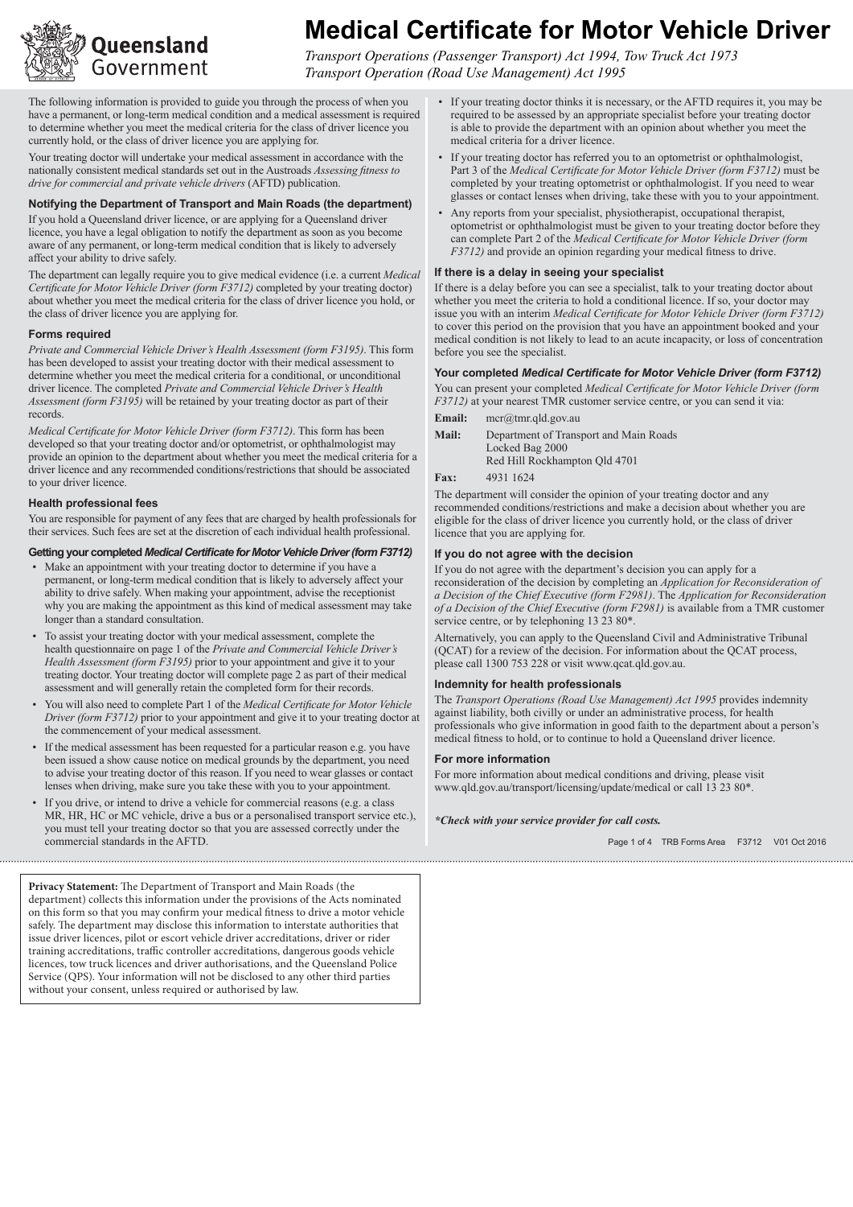# Medical Certificate for Motor Vehicle Driver

*Transport Operations (Passenger Transport) Act 1994, Tow Truck Act 1973*
*Transport Operation (Road Use Management) Act 1995*

The following information is provided to guide you through the process of when you have a permanent, or long-term medical condition and a medical assessment is required to determine whether you meet the medical criteria for the class of driver licence you currently hold, or the class of driver licence you are applying for.

Your treating doctor will undertake your medical assessment in accordance with the nationally consistent medical standards set out in the Austroads *Assessing fitness to drive for commercial and private vehicle drivers* (AFTD) publication.

### Notifying the Department of Transport and Main Roads (the department)

If you hold a Queensland driver licence, or are applying for a Queensland driver licence, you have a legal obligation to notify the department as soon as you become aware of any permanent, or long-term medical condition that is likely to adversely affect your ability to drive safely.

The department can legally require you to give medical evidence (i.e. a current *Medical Certificate for Motor Vehicle Driver (form F3712)* completed by your treating doctor) about whether you meet the medical criteria for the class of driver licence you hold, or the class of driver licence you are applying for.

### Forms required

*Private and Commercial Vehicle Driver's Health Assessment (form F3195)*. This form has been developed to assist your treating doctor with their medical assessment to determine whether you meet the medical criteria for a conditional, or unconditional driver licence. The completed *Private and Commercial Vehicle Driver's Health Assessment (form F3195)* will be retained by your treating doctor as part of their records.

*Medical Certificate for Motor Vehicle Driver (form F3712)*. This form has been developed so that your treating doctor and/or optometrist, or ophthalmologist may provide an opinion to the department about whether you meet the medical criteria for a driver licence and any recommended conditions/restrictions that should be associated to your driver licence.

### Health professional fees

You are responsible for payment of any fees that are charged by health professionals for their services. Such fees are set at the discretion of each individual health professional.

### Getting your completed *Medical Certificate for Motor Vehicle Driver (form F3712)*

- Make an appointment with your treating doctor to determine if you have a permanent, or long-term medical condition that is likely to adversely affect your ability to drive safely. When making your appointment, advise the receptionist why you are making the appointment as this kind of medical assessment may take longer than a standard consultation.
- To assist your treating doctor with your medical assessment, complete the health questionnaire on page 1 of the *Private and Commercial Vehicle Driver's Health Assessment (form F3195)* prior to your appointment and give it to your treating doctor. Your treating doctor will complete page 2 as part of their medical assessment and will generally retain the completed form for their records.
- You will also need to complete Part 1 of the *Medical Certificate for Motor Vehicle Driver (form F3712)* prior to your appointment and give it to your treating doctor at the commencement of your medical assessment.
- If the medical assessment has been requested for a particular reason e.g. you have been issued a show cause notice on medical grounds by the department, you need to advise your treating doctor of this reason. If you need to wear glasses or contact lenses when driving, make sure you take these with you to your appointment.
- If you drive, or intend to drive a vehicle for commercial reasons (e.g. a class MR, HR, HC or MC vehicle, drive a bus or a personalised transport service etc.), you must tell your treating doctor so that you are assessed correctly under the commercial standards in the AFTD.
- If your treating doctor thinks it is necessary, or the AFTD requires it, you may be required to be assessed by an appropriate specialist before your treating doctor is able to provide the department with an opinion about whether you meet the medical criteria for a driver licence.
- If your treating doctor has referred you to an optometrist or ophthalmologist, Part 3 of the *Medical Certificate for Motor Vehicle Driver (form F3712)* must be completed by your treating optometrist or ophthalmologist. If you need to wear glasses or contact lenses when driving, take these with you to your appointment.
- Any reports from your specialist, physiotherapist, occupational therapist, optometrist or ophthalmologist must be given to your treating doctor before they can complete Part 2 of the *Medical Certificate for Motor Vehicle Driver (form F3712)* and provide an opinion regarding your medical fitness to drive.

### If there is a delay in seeing your specialist

If there is a delay before you can see a specialist, talk to your treating doctor about whether you meet the criteria to hold a conditional licence. If so, your doctor may issue you with an interim *Medical Certificate for Motor Vehicle Driver (form F3712)* to cover this period on the provision that you have an appointment booked and your medical condition is not likely to lead to an acute incapacity, or loss of concentration before you see the specialist.

### Your completed *Medical Certificate for Motor Vehicle Driver (form F3712)*

You can present your completed *Medical Certificate for Motor Vehicle Driver (form F3712)* at your nearest TMR customer service centre, or you can send it via:

**Email:** mcr@tmr.qld.gov.au

**Mail:** Department of Transport and Main Roads
Locked Bag 2000
Red Hill Rockhampton Qld 4701

**Fax:** 4931 1624

The department will consider the opinion of your treating doctor and any recommended conditions/restrictions and make a decision about whether you are eligible for the class of driver licence you currently hold, or the class of driver licence that you are applying for.

### If you do not agree with the decision

If you do not agree with the department's decision you can apply for a reconsideration of the decision by completing an *Application for Reconsideration of a Decision of the Chief Executive (form F2981)*. The *Application for Reconsideration of a Decision of the Chief Executive (form F2981)* is available from a TMR customer service centre, or by telephoning 13 23 80*.

Alternatively, you can apply to the Queensland Civil and Administrative Tribunal (QCAT) for a review of the decision. For information about the QCAT process, please call 1300 753 228 or visit www.qcat.qld.gov.au.

### Indemnity for health professionals

The *Transport Operations (Road Use Management) Act 1995* provides indemnity against liability, both civilly or under an administrative process, for health professionals who give information in good faith to the department about a person's medical fitness to hold, or to continue to hold a Queensland driver licence.

### For more information

For more information about medical conditions and driving, please visit www.qld.gov.au/transport/licensing/update/medical or call 13 23 80*.

***Check with your service provider for call costs.**

**Privacy Statement:** The Department of Transport and Main Roads (the department) collects this information under the provisions of the Acts nominated on this form so that you may confirm your medical fitness to drive a motor vehicle safely. The department may disclose this information to interstate authorities that issue driver licences, pilot or escort vehicle driver accreditations, driver or rider training accreditations, traffic controller accreditations, dangerous goods vehicle licences, tow truck licences and driver authorisations, and the Queensland Police Service (QPS). Your information will not be disclosed to any other third parties without your consent, unless required or authorised by law.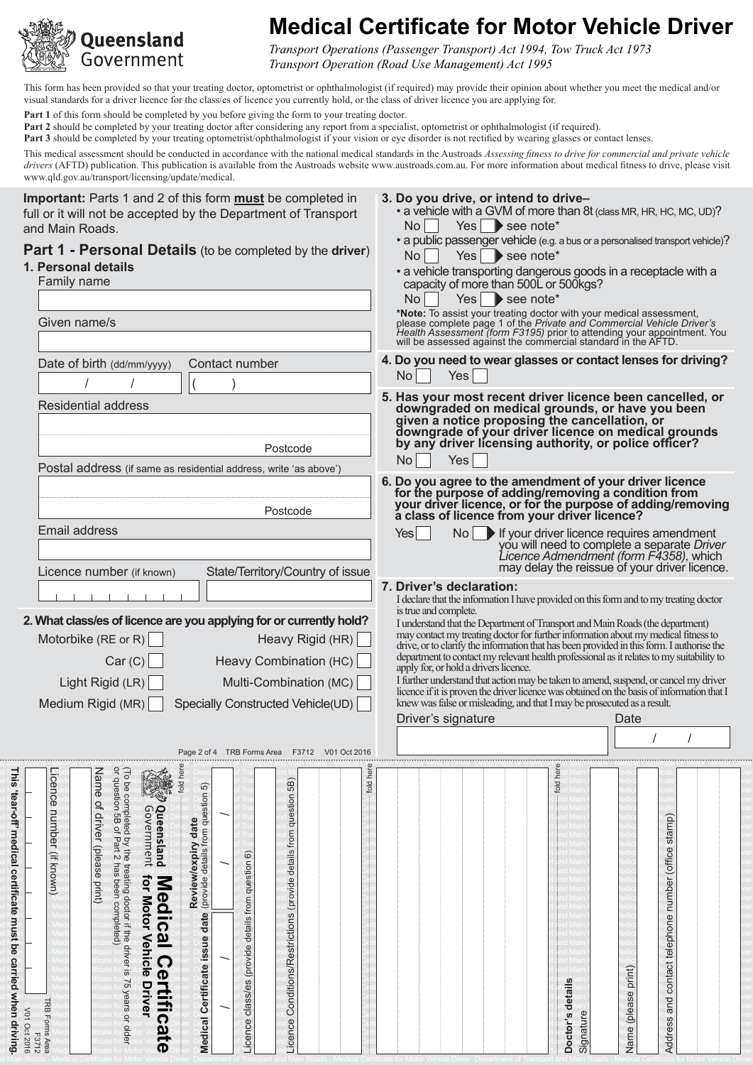Queensland Government

# Medical Certificate for Motor Vehicle Driver

*Transport Operations (Passenger Transport) Act 1994, Tow Truck Act 1973*
*Transport Operation (Road Use Management) Act 1995*

This form has been provided so that your treating doctor, optometrist or ophthalmologist (if required) may provide their opinion about whether you meet the medical and/or visual standards for a driver licence for the class/es of licence you currently hold, or the class of driver licence you are applying for.

**Part 1** of this form should be completed by you before giving the form to your treating doctor.
**Part 2** should be completed by your treating doctor after considering any report from a specialist, optometrist or ophthalmologist (if required).
**Part 3** should be completed by your treating optometrist/ophthalmologist if your vision or eye disorder is not rectified by wearing glasses or contact lenses.

This medical assessment should be conducted in accordance with the national medical standards in the Austroads *Assessing fitness to drive for commercial and private vehicle drivers* (AFTD) publication. This publication is available from the Austroads website www.austroads.com.au. For more information about medical fitness to drive, please visit www.qld.gov.au/transport/licensing/update/medical.

**Important:** Parts 1 and 2 of this form **must** be completed in full or it will not be accepted by the Department of Transport and Main Roads.

## Part 1 - Personal Details (to be completed by the **driver**)

**1. Personal details**

Family name

Given name/s

Date of birth (dd/mm/yyyy) &nbsp; / &nbsp; / &nbsp;&nbsp; Contact number ( &nbsp; )

Residential address

Postcode

Postal address (if same as residential address, write 'as above')

Postcode

Email address

Licence number (if known) &nbsp;&nbsp; State/Territory/Country of issue

**2. What class/es of licence are you applying for or currently hold?**

- Motorbike (RE or R) ☐
- Car (C) ☐
- Light Rigid (LR) ☐
- Medium Rigid (MR) ☐
- Heavy Rigid (HR) ☐
- Heavy Combination (HC) ☐
- Multi-Combination (MC) ☐
- Specially Constructed Vehicle(UD) ☐

**3. Do you drive, or intend to drive–**

- a vehicle with a GVM of more than 8t (class MR, HR, HC, MC, UD)?
  No ☐ Yes ☐ ▶ see note*
- a public passenger vehicle (e.g. a bus or a personalised transport vehicle)?
  No ☐ Yes ☐ ▶ see note*
- a vehicle transporting dangerous goods in a receptacle with a capacity of more than 500L or 500kgs?
  No ☐ Yes ☐ ▶ see note*

***Note:** To assist your treating doctor with your medical assessment, please complete page 1 of the *Private and Commercial Vehicle Driver's Health Assessment (form F3195)* prior to attending your appointment. You will be assessed against the commercial standard in the AFTD.

**4. Do you need to wear glasses or contact lenses for driving?**

No ☐ Yes ☐

**5. Has your most recent driver licence been cancelled, or downgraded on medical grounds, or have you been given a notice proposing the cancellation, or downgrade of your driver licence on medical grounds by any driver licensing authority, or police officer?**

No ☐ Yes ☐

**6. Do you agree to the amendment of your driver licence for the purpose of adding/removing a condition from your driver licence, or for the purpose of adding/removing a class of licence from your driver licence?**

Yes ☐ No ☐ ▶ If your driver licence requires amendment you will need to complete a separate *Driver Licence Admendment (form F4358),* which may delay the reissue of your driver licence.

**7. Driver's declaration:**

I declare that the information I have provided on this form and to my treating doctor is true and complete.

I understand that the Department of Transport and Main Roads (the department) may contact my treating doctor for further information about my medical fitness to drive, or to clarify the information that has been provided in this form. I authorise the department to contact my relevant health professional as it relates to my suitability to apply for, or hold a drivers licence.

I further understand that action may be taken to amend, suspend, or cancel my driver licence if it is proven the driver licence was obtained on the basis of information that I knew was false or misleading, and that I may be prosecuted as a result.

Driver's signature &nbsp;&nbsp; Date &nbsp; / &nbsp; /

---

**This 'tear-off' medical certificate must be carried when driving.**

Queensland Government **Medical Certificate for Motor Vehicle Driver**

(To be completed by the treating doctor if the driver is 75 years or older or question 5B of Part 2 has been completed)

Licence number (if known)

Name of driver (please print)

**Review/expiry date** (provide details from question 5) &nbsp; / &nbsp; /

**Medical Certificate issue date** &nbsp; / &nbsp; /

Licence class/es (provide details from question 6)

Licence Conditions/Restrictions (provide details from question 5B)

**Doctor's details**

Signature

Name (please print)

Address and contact telephone number (office stamp)

TRB Forms Area F3712 V01 Oct 2016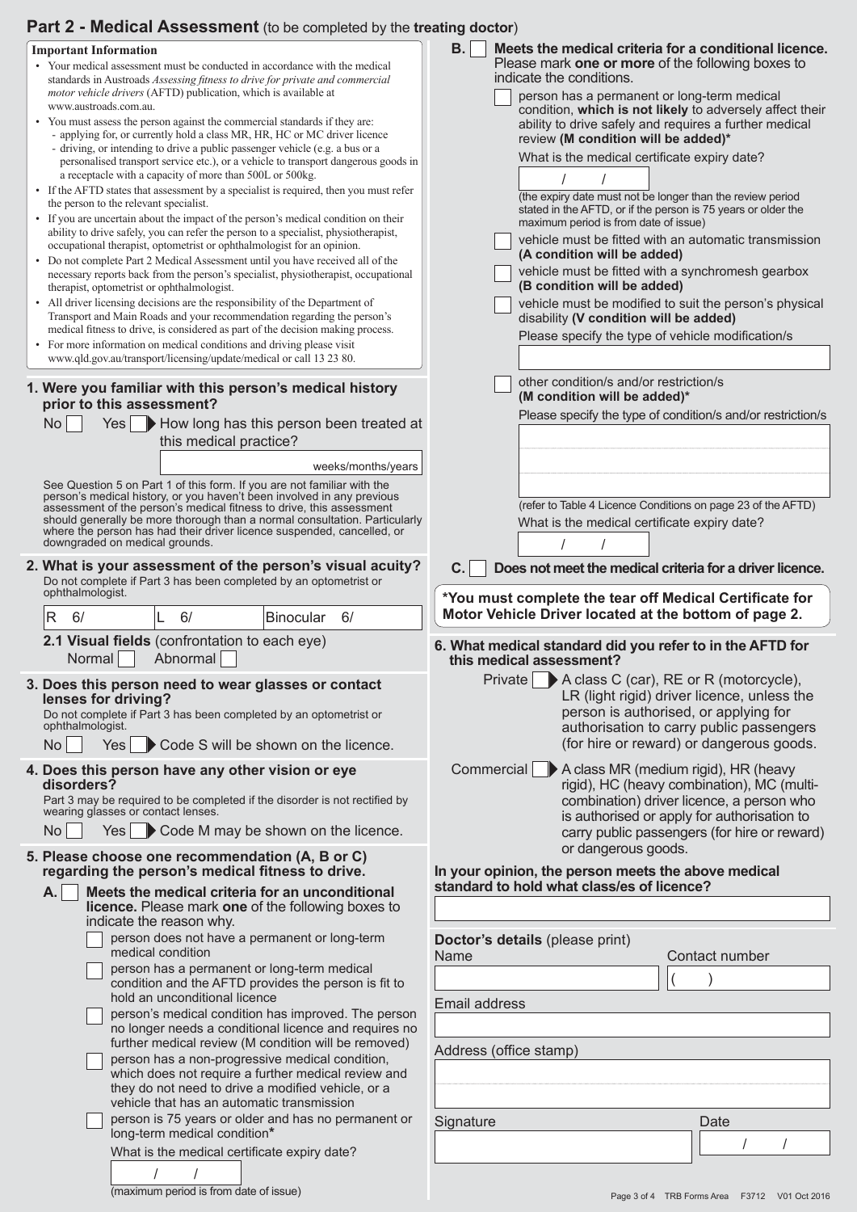## Part 2 - Medical Assessment (to be completed by the **treating doctor**)

**Important Information**

- Your medical assessment must be conducted in accordance with the medical standards in Austroads *Assessing fitness to drive for private and commercial motor vehicle drivers* (AFTD) publication, which is available at www.austroads.com.au.
- You must assess the person against the commercial standards if they are:
  - applying for, or currently hold a class MR, HR, HC or MC driver licence
  - driving, or intending to drive a public passenger vehicle (e.g. a bus or a personalised transport service etc.), or a vehicle to transport dangerous goods in a receptacle with a capacity of more than 500L or 500kg.
- If the AFTD states that assessment by a specialist is required, then you must refer the person to the relevant specialist.
- If you are uncertain about the impact of the person's medical condition on their ability to drive safely, you can refer the person to a specialist, physiotherapist, occupational therapist, optometrist or ophthalmologist for an opinion.
- Do not complete Part 2 Medical Assessment until you have received all of the necessary reports back from the person's specialist, physiotherapist, occupational therapist, optometrist or ophthalmologist.
- All driver licensing decisions are the responsibility of the Department of Transport and Main Roads and your recommendation regarding the person's medical fitness to drive, is considered as part of the decision making process.
- For more information on medical conditions and driving please visit www.qld.gov.au/transport/licensing/update/medical or call 13 23 80.

**1. Were you familiar with this person's medical history prior to this assessment?**

No ☐ Yes ☐ ▶ How long has this person been treated at this medical practice?

__________ weeks/months/years

See Question 5 on Part 1 of this form. If you are not familiar with the person's medical history, or you haven't been involved in any previous assessment of the person's medical fitness to drive, this assessment should generally be more thorough than a normal consultation. Particularly where the person has had their driver licence suspended, cancelled, or downgraded on medical grounds.

**2. What is your assessment of the person's visual acuity?**

Do not complete if Part 3 has been completed by an optometrist or ophthalmologist.

| R 6/ | L 6/ | Binocular 6/ |
|---|---|---|

**2.1 Visual fields** (confrontation to each eye)

Normal ☐ Abnormal ☐

**3. Does this person need to wear glasses or contact lenses for driving?**

Do not complete if Part 3 has been completed by an optometrist or ophthalmologist.

No ☐ Yes ☐ ▶ Code S will be shown on the licence.

**4. Does this person have any other vision or eye disorders?**

Part 3 may be required to be completed if the disorder is not rectified by wearing glasses or contact lenses.

No ☐ Yes ☐ ▶ Code M may be shown on the licence.

**5. Please choose one recommendation (A, B or C) regarding the person's medical fitness to drive.**

**A.** ☐ **Meets the medical criteria for an unconditional licence.** Please mark **one** of the following boxes to indicate the reason why.

- ☐ person does not have a permanent or long-term medical condition
- ☐ person has a permanent or long-term medical condition and the AFTD provides the person is fit to hold an unconditional licence
- ☐ person's medical condition has improved. The person no longer needs a conditional licence and requires no further medical review (M condition will be removed)
- ☐ person has a non-progressive medical condition, which does not require a further medical review and they do not need to drive a modified vehicle, or a vehicle that has an automatic transmission
- ☐ person is 75 years or older and has no permanent or long-term medical condition*

What is the medical certificate expiry date?

__ / __ / __

(maximum period is from date of issue)

**B.** ☐ **Meets the medical criteria for a conditional licence.** Please mark **one or more** of the following boxes to indicate the conditions.

- ☐ person has a permanent or long-term medical condition, **which is not likely** to adversely affect their ability to drive safely and requires a further medical review **(M condition will be added)***

  What is the medical certificate expiry date?

  __ / __ / __

  (the expiry date must not be longer than the review period stated in the AFTD, or if the person is 75 years or older the maximum period is from date of issue)
- ☐ vehicle must be fitted with an automatic transmission **(A condition will be added)**
- ☐ vehicle must be fitted with a synchromesh gearbox **(B condition will be added)**
- ☐ vehicle must be modified to suit the person's physical disability **(V condition will be added)**

  Please specify the type of vehicle modification/s

  ______________________
- ☐ other condition/s and/or restriction/s **(M condition will be added)***

  Please specify the type of condition/s and/or restriction/s

  ______________________

  (refer to Table 4 Licence Conditions on page 23 of the AFTD)

  What is the medical certificate expiry date?

  __ / __ / __

**C.** ☐ **Does not meet the medical criteria for a driver licence.**

**\*You must complete the tear off Medical Certificate for Motor Vehicle Driver located at the bottom of page 2.**

**6. What medical standard did you refer to in the AFTD for this medical assessment?**

Private ☐ ▶ A class C (car), RE or R (motorcycle), LR (light rigid) driver licence, unless the person is authorised, or applying for authorisation to carry public passengers (for hire or reward) or dangerous goods.

Commercial ☐ ▶ A class MR (medium rigid), HR (heavy rigid), HC (heavy combination), MC (multi-combination) driver licence, a person who is authorised or apply for authorisation to carry public passengers (for hire or reward) or dangerous goods.

**In your opinion, the person meets the above medical standard to hold what class/es of licence?**

______________________

**Doctor's details** (please print)

Name ______________________ Contact number ( )

Email address ______________________

Address (office stamp) ______________________

Signature ______________________ Date __ / __ / __

TRB Forms Area F3712 V01 Oct 2016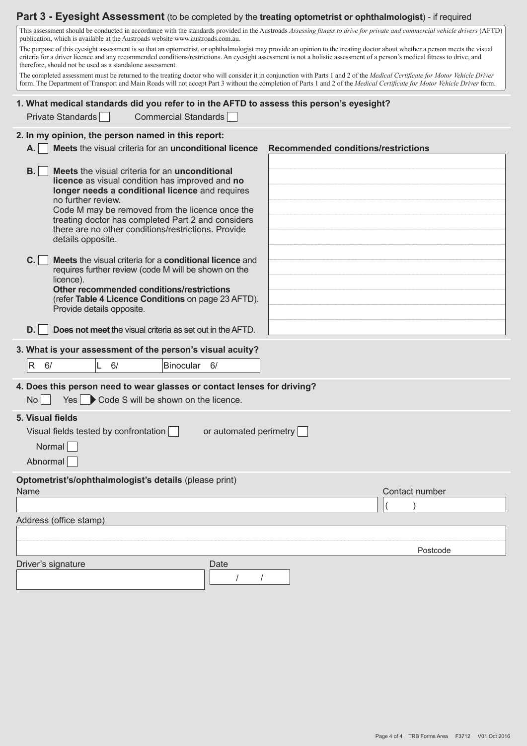## Part 3 - Eyesight Assessment (to be completed by the **treating optometrist or ophthalmologist**) - if required

This assessment should be conducted in accordance with the standards provided in the Austroads *Assessing fitness to drive for private and commercial vehicle drivers* (AFTD) publication, which is available at the Austroads website www.austroads.com.au.

The purpose of this eyesight assessment is so that an optometrist, or ophthalmologist may provide an opinion to the treating doctor about whether a person meets the visual criteria for a driver licence and any recommended conditions/restrictions. An eyesight assessment is not a holistic assessment of a person's medical fitness to drive, and therefore, should not be used as a standalone assessment.

The completed assessment must be returned to the treating doctor who will consider it in conjunction with Parts 1 and 2 of the *Medical Certificate for Motor Vehicle Driver* form. The Department of Transport and Main Roads will not accept Part 3 without the completion of Parts 1 and 2 of the *Medical Certificate for Motor Vehicle Driver* form.

### 1. What medical standards did you refer to in the AFTD to assess this person's eyesight?

Private Standards ☐ Commercial Standards ☐

### 2. In my opinion, the person named in this report:

**A.** ☐ **Meets** the visual criteria for an **unconditional licence**

**B.** ☐ **Meets** the visual criteria for an **unconditional licence** as visual condition has improved and **no longer needs a conditional licence** and requires no further review.
Code M may be removed from the licence once the treating doctor has completed Part 2 and considers there are no other conditions/restrictions. Provide details opposite.

**C.** ☐ **Meets** the visual criteria for a **conditional licence** and requires further review (code M will be shown on the licence).
**Other recommended conditions/restrictions** (refer **Table 4 Licence Conditions** on page 23 AFTD). Provide details opposite.

**D.** ☐ **Does not meet** the visual criteria as set out in the AFTD.

**Recommended conditions/restrictions**

### 3. What is your assessment of the person's visual acuity?

| R 6/ | L 6/ | Binocular 6/ |
|---|---|---|

### 4. Does this person need to wear glasses or contact lenses for driving?

No ☐ Yes ☐ ▶ Code S will be shown on the licence.

### 5. Visual fields

Visual fields tested by confrontation ☐ or automated perimetry ☐

Normal ☐

Abnormal ☐

**Optometrist's/ophthalmologist's details** (please print)

Name

Contact number
(    )

Address (office stamp)

Postcode

Driver's signature

Date
/ /